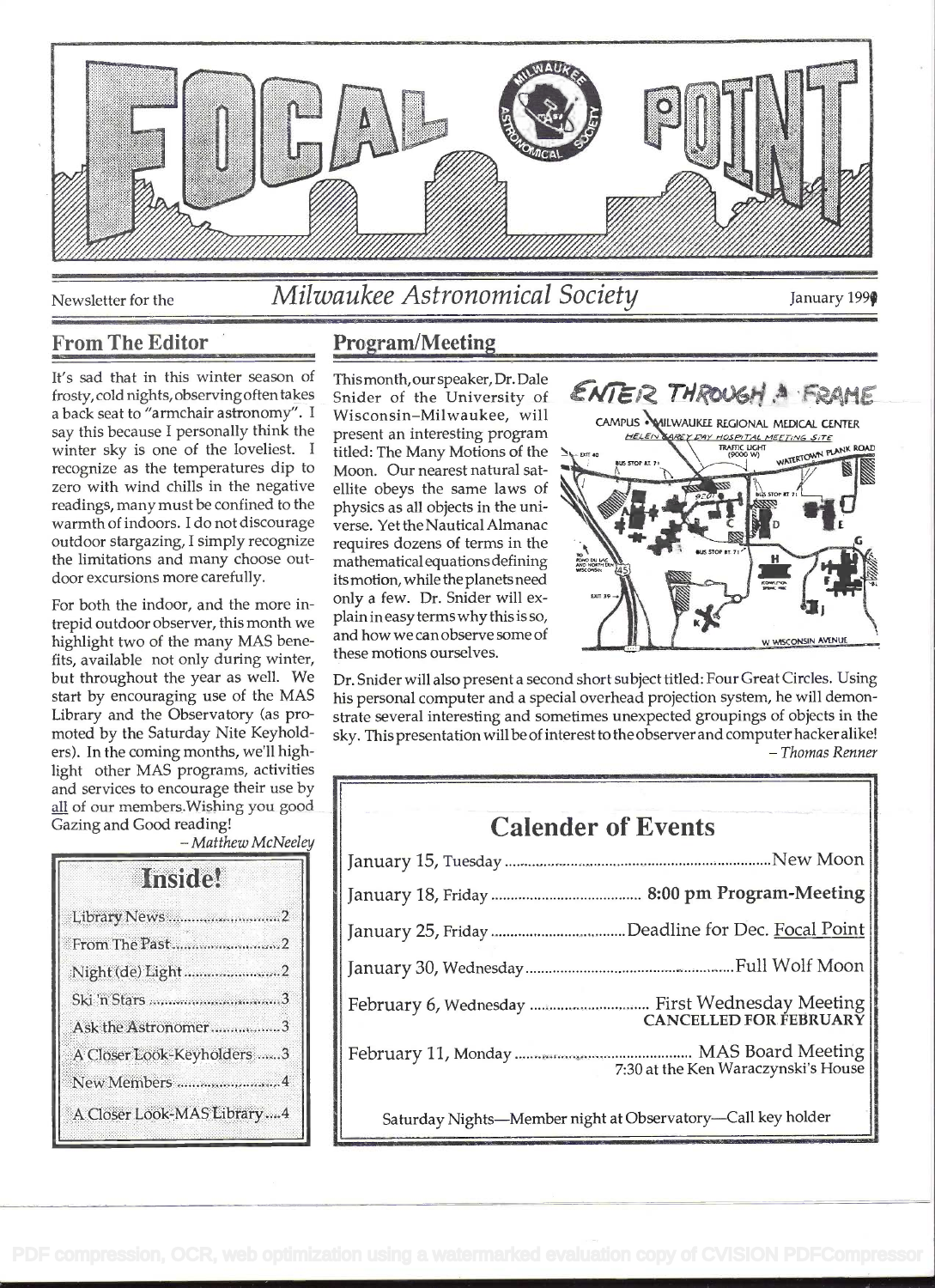# FOCAL POINT

Newsletter for the *Milwaukee Astronomical Society* January 1991

## From The Editor

It's sad that in this winter season of frosty, cold nights, observing often takes a back seat to "armchair astronomy". I say this because I personally think the winter sky is one of the loveliest. I recognize as the temperatures dip to zero with wind chills in the negative readings, many must be confined to the warmth of indoors. I do not discourage outdoor stargazing, I simply recognize the limitations and many choose outdoor excursions more carefully.

For both the indoor, and the more intrepid outdoor observer, this month we highlight two of the many MAS benefits, available not only during winter, but throughout the year as well. We start by encouraging use of the MAS Library and the Observatory (as promoted by the Saturday Nite Keyholders). In the coming months, we'll highlight other MAS programs, activities and services to encourage their use by all of our members. Wishing you good Gazing and Good reading!

*– Matthew McNeeley*

### Inside!

- Library News ........ 2
- From The Past ........ 2
- Night (de) Light ........ 2
- Ski 'n Stars ........ 3
- Ask the Astronomer ........ 3
- A Closer Look-Keyholders ........ 3
- New Members ........ 4
- A Closer Look-MAS Library ........ 4

## Program/Meeting

This month, our speaker, Dr. Dale Snider of the University of Wisconsin–Milwaukee, will present an interesting program titled: The Many Motions of the Moon. Our nearest natural satellite obeys the same laws of physics as all objects in the universe. Yet the Nautical Almanac requires dozens of terms in the mathematical equations defining its motion, while the planets need only a few. Dr. Snider will explain in easy terms why this is so, and how we can observe some of these motions ourselves.

ENTER THROUGH A FRAME

CAMPUS • MILWAUKEE REGIONAL MEDICAL CENTER
HELEN CAREY DAY HOSPITAL MEETING SITE

Dr. Snider will also present a second short subject titled: Four Great Circles. Using his personal computer and a special overhead projection system, he will demonstrate several interesting and sometimes unexpected groupings of objects in the sky. This presentation will be of interest to the observer and computer hacker alike!

*– Thomas Renner*

## Calender of Events

| Date | Event |
|---|---|
| January 15, Tuesday | New Moon |
| January 18, Friday | **8:00 pm Program-Meeting** |
| January 25, Friday | Deadline for Dec. Focal Point |
| January 30, Wednesday | Full Wolf Moon |
| February 6, Wednesday | First Wednesday Meeting CANCELLED FOR FEBRUARY |
| February 11, Monday | MAS Board Meeting 7:30 at the Ken Waraczynski's House |

Saturday Nights—Member night at Observatory—Call key holder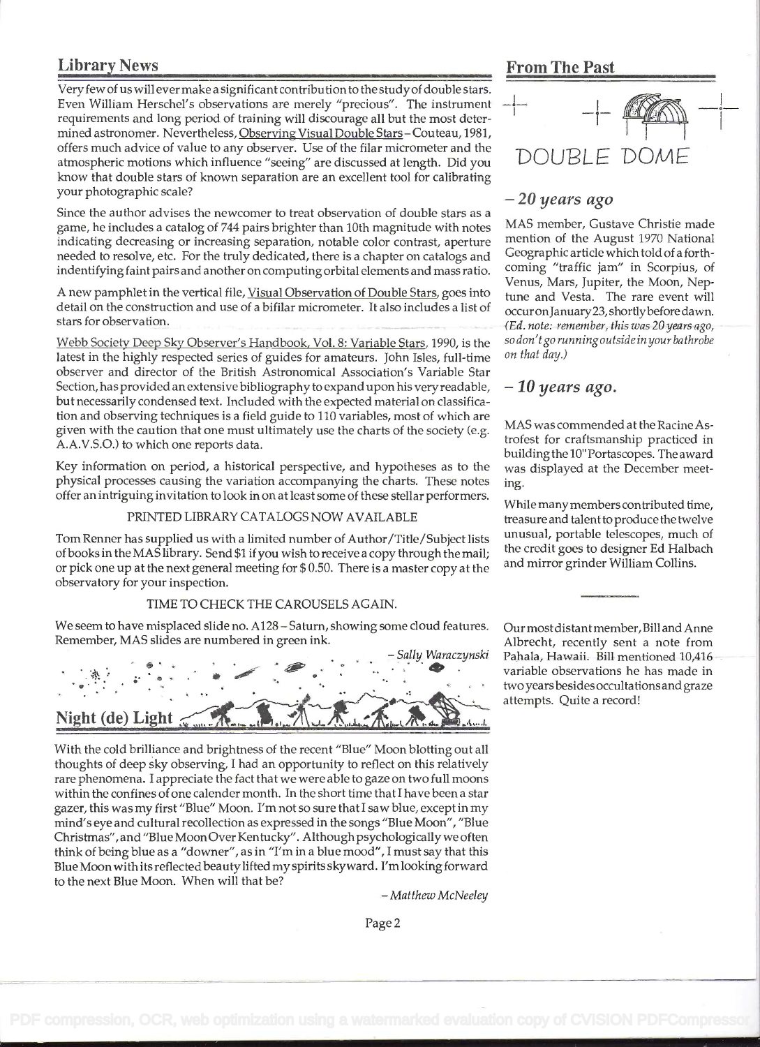## Library News

Very few of us will ever make a significant contribution to the study of double stars. Even William Herschel's observations are merely "precious". The instrument requirements and long period of training will discourage all but the most determined astronomer. Nevertheless, Observing Visual Double Stars – Couteau, 1981, offers much advice of value to any observer. Use of the filar micrometer and the atmospheric motions which influence "seeing" are discussed at length. Did you know that double stars of known separation are an excellent tool for calibrating your photographic scale?

Since the author advises the newcomer to treat observation of double stars as a game, he includes a catalog of 744 pairs brighter than 10th magnitude with notes indicating decreasing or increasing separation, notable color contrast, aperture needed to resolve, etc. For the truly dedicated, there is a chapter on catalogs and indentifying faint pairs and another on computing orbital elements and mass ratio.

A new pamphlet in the vertical file, Visual Observation of Double Stars, goes into detail on the construction and use of a bifilar micrometer. It also includes a list of stars for observation.

Webb Society Deep Sky Observer's Handbook, Vol. 8: Variable Stars, 1990, is the latest in the highly respected series of guides for amateurs. John Isles, full-time observer and director of the British Astronomical Association's Variable Star Section, has provided an extensive bibliography to expand upon his very readable, but necessarily condensed text. Included with the expected material on classification and observing techniques is a field guide to 110 variables, most of which are given with the caution that one must ultimately use the charts of the society (e.g. A.A.V.S.O.) to which one reports data.

Key information on period, a historical perspective, and hypotheses as to the physical processes causing the variation accompanying the charts. These notes offer an intriguing invitation to look in on at least some of these stellar performers.

PRINTED LIBRARY CATALOGS NOW AVAILABLE

Tom Renner has supplied us with a limited number of Author/Title/Subject lists of books in the MAS library. Send $1 if you wish to receive a copy through the mail; or pick one up at the next general meeting for $ 0.50. There is a master copy at the observatory for your inspection.

TIME TO CHECK THE CAROUSELS AGAIN.

We seem to have misplaced slide no. A128 – Saturn, showing some cloud features. Remember, MAS slides are numbered in green ink.

*– Sally Waraczynski*

## Night (de) Light

With the cold brilliance and brightness of the recent "Blue" Moon blotting out all thoughts of deep sky observing, I had an opportunity to reflect on this relatively rare phenomena. I appreciate the fact that we were able to gaze on two full moons within the confines of one calender month. In the short time that I have been a star gazer, this was my first "Blue" Moon. I'm not so sure that I saw blue, except in my mind's eye and cultural recollection as expressed in the songs "Blue Moon", "Blue Christmas", and "Blue Moon Over Kentucky". Although psychologically we often think of being blue as a "downer", as in "I'm in a blue mood", I must say that this Blue Moon with its reflected beauty lifted my spirits skyward. I'm looking forward to the next Blue Moon. When will that be?

*– Matthew McNeeley*

## From The Past

DOUBLE DOME

### – 20 years ago

MAS member, Gustave Christie made mention of the August 1970 National Geographic article which told of a forthcoming "traffic jam" in Scorpius, of Venus, Mars, Jupiter, the Moon, Neptune and Vesta. The rare event will occur on January 23, shortly before dawn. *(Ed. note: remember, this was 20 years ago, so don't go running outside in your bathrobe on that day.)*

### – 10 years ago.

MAS was commended at the Racine Astrofest for craftsmanship practiced in building the 10" Portascopes. The award was displayed at the December meeting.

While many members contributed time, treasure and talent to produce the twelve unusual, portable telescopes, much of the credit goes to designer Ed Halbach and mirror grinder William Collins.

Our most distant member, Bill and Anne Albrecht, recently sent a note from Pahala, Hawaii. Bill mentioned 10,416 variable observations he has made in two years besides occultations and graze attempts. Quite a record!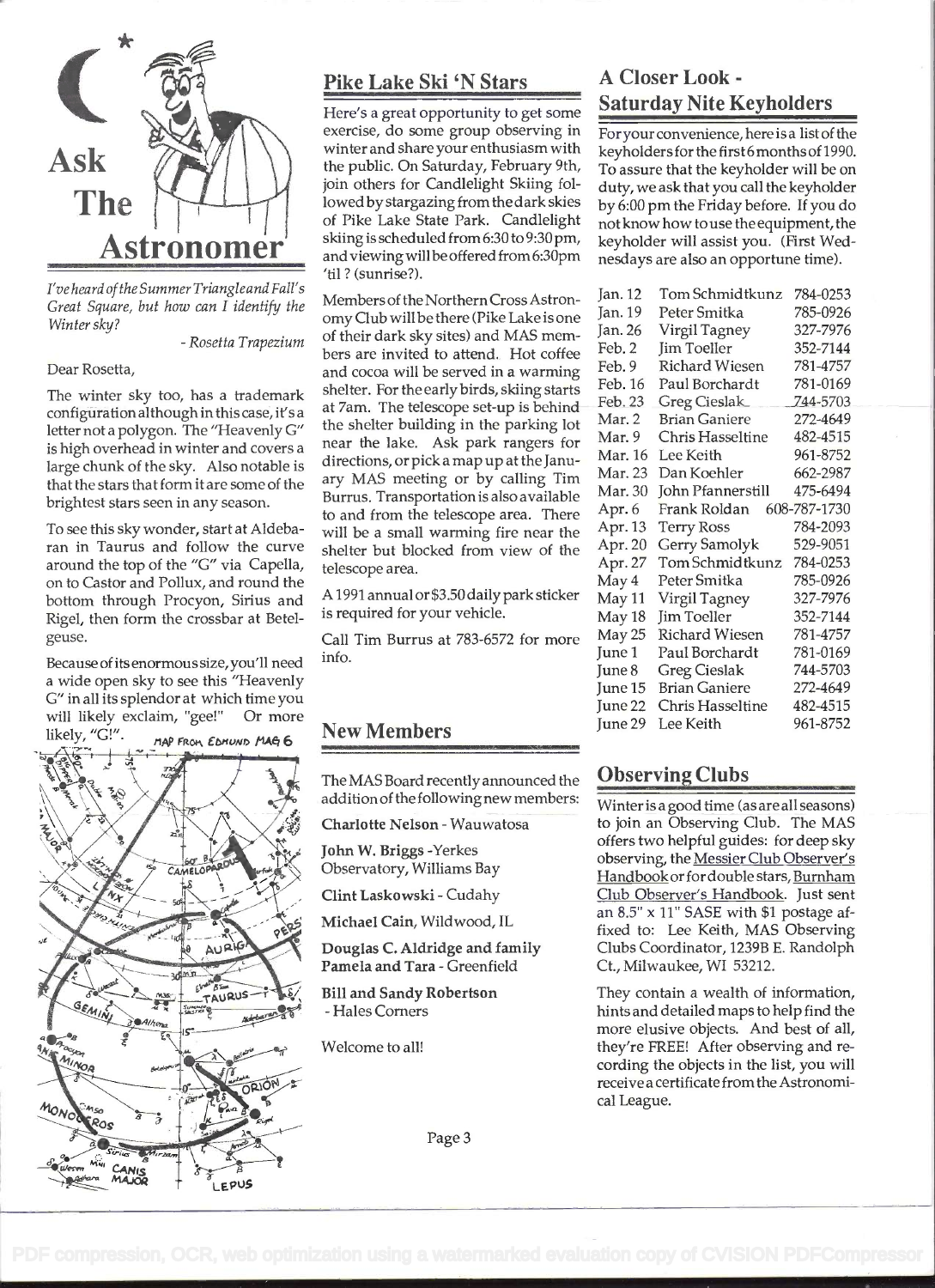# Ask The Astronomer

*I've heard of the Summer Triangle and Fall's Great Square, but how can I identify the Winter sky?*

*- Rosetta Trapezium*

Dear Rosetta,

The winter sky too, has a trademark configuration although in this case, it's a letter not a polygon. The "Heavenly G" is high overhead in winter and covers a large chunk of the sky. Also notable is that the stars that form it are some of the brightest stars seen in any season.

To see this sky wonder, start at Aldebaran in Taurus and follow the curve around the top of the "G" via Capella, on to Castor and Pollux, and round the bottom through Procyon, Sirius and Rigel, then form the crossbar at Betelgeuse.

Because of its enormous size, you'll need a wide open sky to see this "Heavenly G" in all its splendor at which time you will likely exclaim, "gee!" Or more likely, "G!".

MAP FROM EDMUND MAG 6

## Pike Lake Ski 'N Stars

Here's a great opportunity to get some exercise, do some group observing in winter and share your enthusiasm with the public. On Saturday, February 9th, join others for Candlelight Skiing followed by stargazing from the dark skies of Pike Lake State Park. Candlelight skiing is scheduled from 6:30 to 9:30 pm, and viewing will be offered from 6:30pm 'til ? (sunrise?).

Members of the Northern Cross Astronomy Club will be there (Pike Lake is one of their dark sky sites) and MAS members are invited to attend. Hot coffee and cocoa will be served in a warming shelter. For the early birds, skiing starts at 7am. The telescope set-up is behind the shelter building in the parking lot near the lake. Ask park rangers for directions, or pick a map up at the January MAS meeting or by calling Tim Burrus. Transportation is also available to and from the telescope area. There will be a small warming fire near the shelter but blocked from view of the telescope area.

A 1991 annual or $3.50 daily park sticker is required for your vehicle.

Call Tim Burrus at 783-6572 for more info.

## New Members

The MAS Board recently announced the addition of the following new members:

**Charlotte Nelson** - Wauwatosa

**John W. Briggs** -Yerkes Observatory, Williams Bay

**Clint Laskowski** - Cudahy

**Michael Cain**, Wildwood, IL

**Douglas C. Aldridge and family Pamela and Tara** - Greenfield

**Bill and Sandy Robertson** - Hales Corners

Welcome to all!

## A Closer Look - Saturday Nite Keyholders

For your convenience, here is a list of the keyholders for the first 6 months of 1990. To assure that the keyholder will be on duty, we ask that you call the keyholder by 6:00 pm the Friday before. If you do not know how to use the equipment, the keyholder will assist you. (First Wednesdays are also an opportune time).

| Date | Keyholder | Phone |
|---|---|---|
| Jan. 12 | Tom Schmidtkunz | 784-0253 |
| Jan. 19 | Peter Smitka | 785-0926 |
| Jan. 26 | Virgil Tagney | 327-7976 |
| Feb. 2 | Jim Toeller | 352-7144 |
| Feb. 9 | Richard Wiesen | 781-4757 |
| Feb. 16 | Paul Borchardt | 781-0169 |
| Feb. 23 | Greg Cieslak | 744-5703 |
| Mar. 2 | Brian Ganiere | 272-4649 |
| Mar. 9 | Chris Hasseltine | 482-4515 |
| Mar. 16 | Lee Keith | 961-8752 |
| Mar. 23 | Dan Koehler | 662-2987 |
| Mar. 30 | John Pfannerstill | 475-6494 |
| Apr. 6 | Frank Roldan | 608-787-1730 |
| Apr. 13 | Terry Ross | 784-2093 |
| Apr. 20 | Gerry Samolyk | 529-9051 |
| Apr. 27 | Tom Schmidtkunz | 784-0253 |
| May 4 | Peter Smitka | 785-0926 |
| May 11 | Virgil Tagney | 327-7976 |
| May 18 | Jim Toeller | 352-7144 |
| May 25 | Richard Wiesen | 781-4757 |
| June 1 | Paul Borchardt | 781-0169 |
| June 8 | Greg Cieslak | 744-5703 |
| June 15 | Brian Ganiere | 272-4649 |
| June 22 | Chris Hasseltine | 482-4515 |
| June 29 | Lee Keith | 961-8752 |

## Observing Clubs

Winter is a good time (as are all seasons) to join an Observing Club. The MAS offers two helpful guides: for deep sky observing, the Messier Club Observer's Handbook or for double stars, Burnham Club Observer's Handbook. Just sent an 8.5" x 11" SASE with $1 postage affixed to: Lee Keith, MAS Observing Clubs Coordinator, 1239B E. Randolph Ct., Milwaukee, WI 53212.

They contain a wealth of information, hints and detailed maps to help find the more elusive objects. And best of all, they're FREE! After observing and recording the objects in the list, you will receive a certificate from the Astronomical League.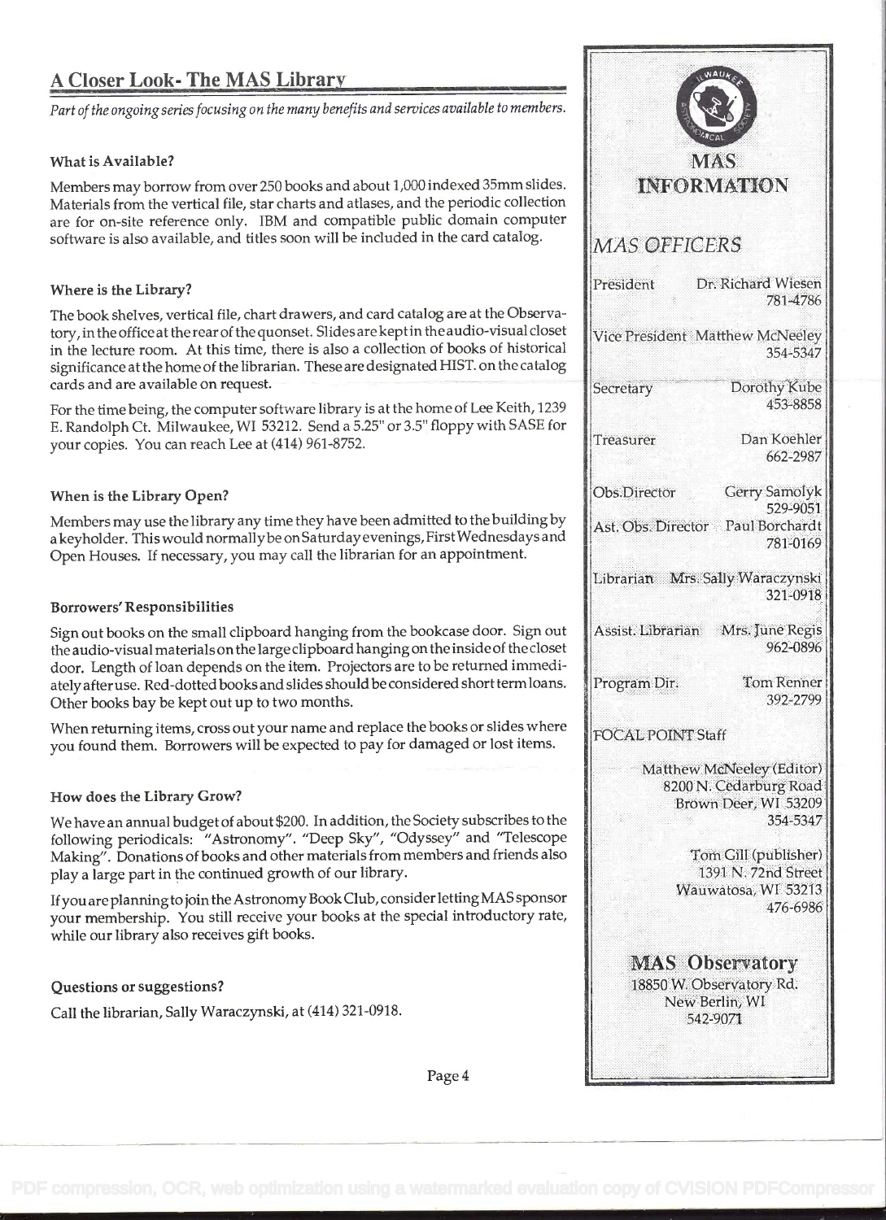## A Closer Look- The MAS Library

*Part of the ongoing series focusing on the many benefits and services available to members.*

### What is Available?

Members may borrow from over 250 books and about 1,000 indexed 35mm slides. Materials from the vertical file, star charts and atlases, and the periodic collection are for on-site reference only. IBM and compatible public domain computer software is also available, and titles soon will be included in the card catalog.

### Where is the Library?

The book shelves, vertical file, chart drawers, and card catalog are at the Observatory, in the office at the rear of the quonset. Slides are kept in the audio-visual closet in the lecture room. At this time, there is also a collection of books of historical significance at the home of the librarian. These are designated HIST. on the catalog cards and are available on request.

For the time being, the computer software library is at the home of Lee Keith, 1239 E. Randolph Ct. Milwaukee, WI 53212. Send a 5.25" or 3.5" floppy with SASE for your copies. You can reach Lee at (414) 961-8752.

### When is the Library Open?

Members may use the library any time they have been admitted to the building by a keyholder. This would normally be on Saturday evenings, First Wednesdays and Open Houses. If necessary, you may call the librarian for an appointment.

### Borrowers' Responsibilities

Sign out books on the small clipboard hanging from the bookcase door. Sign out the audio-visual materials on the large clipboard hanging on the inside of the closet door. Length of loan depends on the item. Projectors are to be returned immediately after use. Red-dotted books and slides should be considered short term loans. Other books bay be kept out up to two months.

When returning items, cross out your name and replace the books or slides where you found them. Borrowers will be expected to pay for damaged or lost items.

### How does the Library Grow?

We have an annual budget of about $200. In addition, the Society subscribes to the following periodicals: "Astronomy". "Deep Sky", "Odyssey" and "Telescope Making". Donations of books and other materials from members and friends also play a large part in the continued growth of our library.

If you are planning to join the Astronomy Book Club, consider letting MAS sponsor your membership. You still receive your books at the special introductory rate, while our library also receives gift books.

### Questions or suggestions?

Call the librarian, Sally Waraczynski, at (414) 321-0918.

## MAS INFORMATION

### MAS OFFICERS

President — Dr. Richard Wiesen — 781-4786

Vice President — Matthew McNeeley — 354-5347

Secretary — Dorothy Kube — 453-8858

Treasurer — Dan Koehler — 662-2987

Obs.Director — Gerry Samolyk — 529-9051

Ast. Obs. Director — Paul Borchardt — 781-0169

Librarian — Mrs. Sally Waraczynski — 321-0918

Assist. Librarian — Mrs. June Regis — 962-0896

Program Dir. — Tom Renner — 392-2799

### FOCAL POINT Staff

Matthew McNeeley (Editor)
8200 N. Cedarburg Road
Brown Deer, WI 53209
354-5347

Tom Gill (publisher)
1391 N. 72nd Street
Wauwatosa, WI 53213
476-6986

### MAS Observatory

18850 W. Observatory Rd.
New Berlin, WI
542-9071